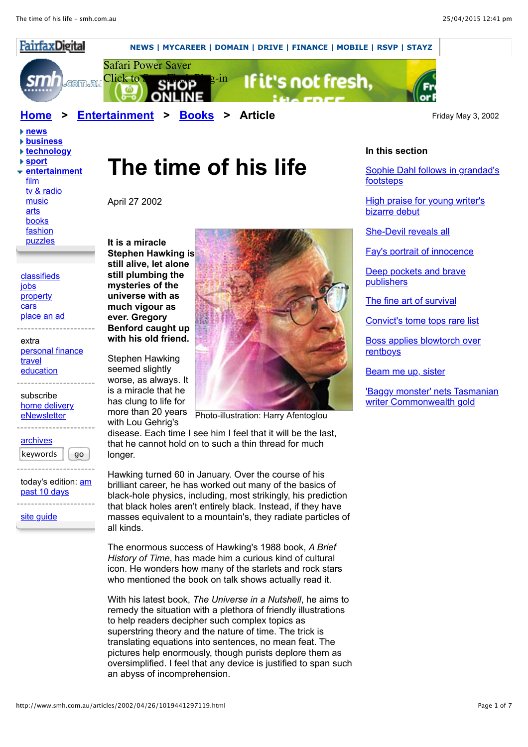Home > Entertainment > Books > Article

Friday May 3, 2002

# The time of his life

April 27 2002

**It is a miracle Stephen Hawking is still alive, let alone still plumbing the mysteries of the universe with as much vigour as ever. Gregory Benford caught up with his old friend.**

Photo-illustration: Harry Afentoglou

Stephen Hawking seemed slightly worse, as always. It is a miracle that he has clung to life for more than 20 years with Lou Gehrig's disease. Each time I see him I feel that it will be the last, that he cannot hold on to such a thin thread for much longer.

Hawking turned 60 in January. Over the course of his brilliant career, he has worked out many of the basics of black-hole physics, including, most strikingly, his prediction that black holes aren't entirely black. Instead, if they have masses equivalent to a mountain's, they radiate particles of all kinds.

The enormous success of Hawking's 1988 book, *A Brief History of Time*, has made him a curious kind of cultural icon. He wonders how many of the starlets and rock stars who mentioned the book on talk shows actually read it.

With his latest book, *The Universe in a Nutshell*, he aims to remedy the situation with a plethora of friendly illustrations to help readers decipher such complex topics as superstring theory and the nature of time. The trick is translating equations into sentences, no mean feat. The pictures help enormously, though purists deplore them as oversimplified. I feel that any device is justified to span such an abyss of incomprehension.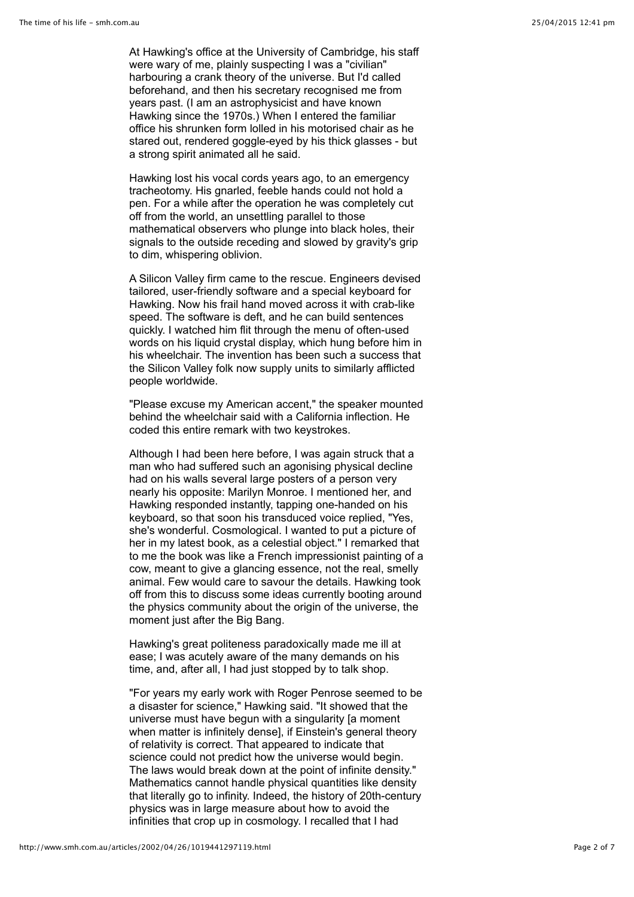At Hawking's office at the University of Cambridge, his staff were wary of me, plainly suspecting I was a "civilian" harbouring a crank theory of the universe. But I'd called beforehand, and then his secretary recognised me from years past. (I am an astrophysicist and have known Hawking since the 1970s.) When I entered the familiar office his shrunken form lolled in his motorised chair as he stared out, rendered goggle-eyed by his thick glasses - but a strong spirit animated all he said.

Hawking lost his vocal cords years ago, to an emergency tracheotomy. His gnarled, feeble hands could not hold a pen. For a while after the operation he was completely cut off from the world, an unsettling parallel to those mathematical observers who plunge into black holes, their signals to the outside receding and slowed by gravity's grip to dim, whispering oblivion.

A Silicon Valley firm came to the rescue. Engineers devised tailored, user-friendly software and a special keyboard for Hawking. Now his frail hand moved across it with crab-like speed. The software is deft, and he can build sentences quickly. I watched him flit through the menu of often-used words on his liquid crystal display, which hung before him in his wheelchair. The invention has been such a success that the Silicon Valley folk now supply units to similarly afflicted people worldwide.

"Please excuse my American accent," the speaker mounted behind the wheelchair said with a California inflection. He coded this entire remark with two keystrokes.

Although I had been here before, I was again struck that a man who had suffered such an agonising physical decline had on his walls several large posters of a person very nearly his opposite: Marilyn Monroe. I mentioned her, and Hawking responded instantly, tapping one-handed on his keyboard, so that soon his transduced voice replied, "Yes, she's wonderful. Cosmological. I wanted to put a picture of her in my latest book, as a celestial object." I remarked that to me the book was like a French impressionist painting of a cow, meant to give a glancing essence, not the real, smelly animal. Few would care to savour the details. Hawking took off from this to discuss some ideas currently booting around the physics community about the origin of the universe, the moment just after the Big Bang.

Hawking's great politeness paradoxically made me ill at ease; I was acutely aware of the many demands on his time, and, after all, I had just stopped by to talk shop.

"For years my early work with Roger Penrose seemed to be a disaster for science," Hawking said. "It showed that the universe must have begun with a singularity [a moment when matter is infinitely dense], if Einstein's general theory of relativity is correct. That appeared to indicate that science could not predict how the universe would begin. The laws would break down at the point of infinite density." Mathematics cannot handle physical quantities like density that literally go to infinity. Indeed, the history of 20th-century physics was in large measure about how to avoid the infinities that crop up in cosmology. I recalled that I had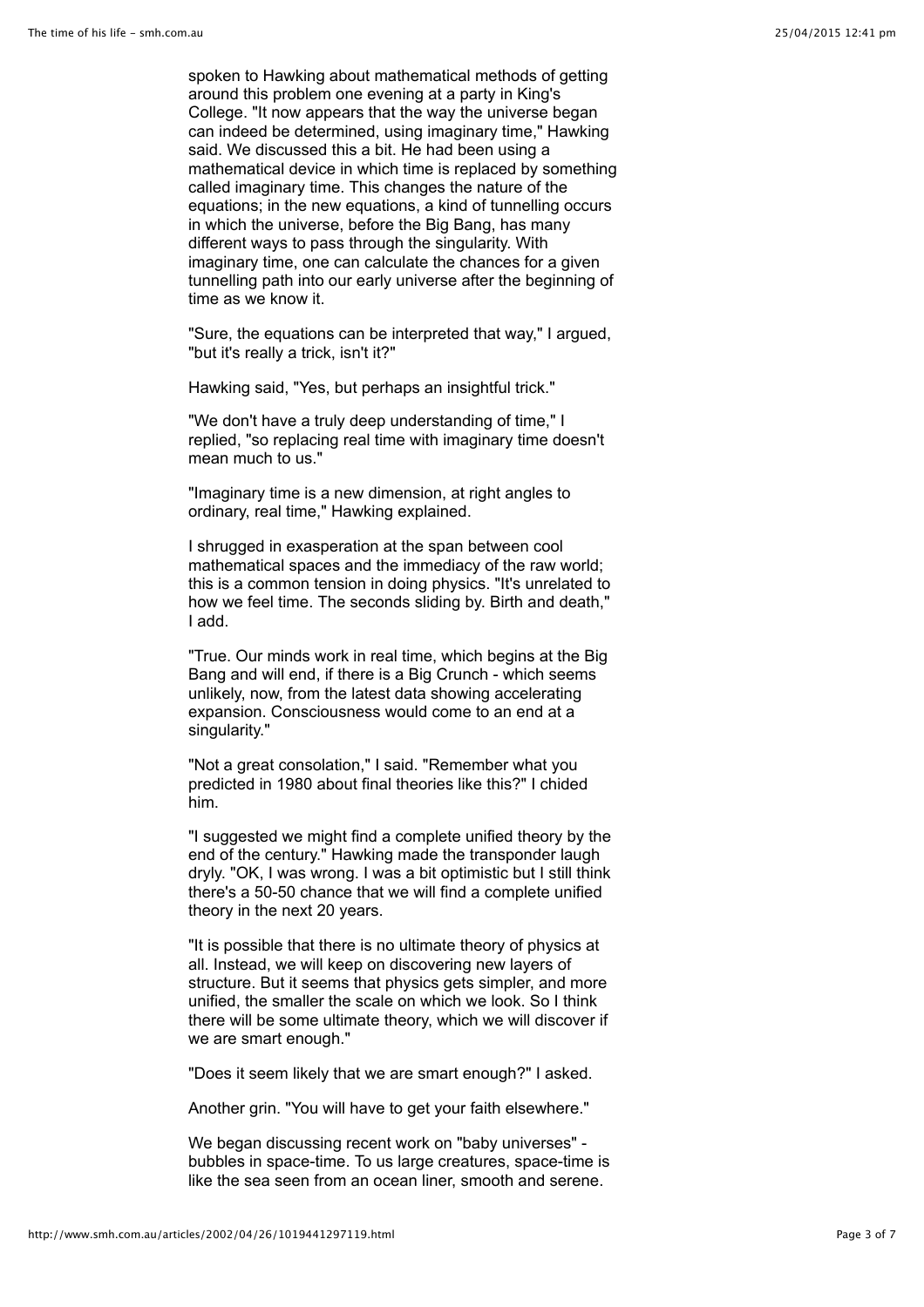spoken to Hawking about mathematical methods of getting around this problem one evening at a party in King's College. "It now appears that the way the universe began can indeed be determined, using imaginary time," Hawking said. We discussed this a bit. He had been using a mathematical device in which time is replaced by something called imaginary time. This changes the nature of the equations; in the new equations, a kind of tunnelling occurs in which the universe, before the Big Bang, has many different ways to pass through the singularity. With imaginary time, one can calculate the chances for a given tunnelling path into our early universe after the beginning of time as we know it.

"Sure, the equations can be interpreted that way," I argued, "but it's really a trick, isn't it?"

Hawking said, "Yes, but perhaps an insightful trick."

"We don't have a truly deep understanding of time," I replied, "so replacing real time with imaginary time doesn't mean much to us."

"Imaginary time is a new dimension, at right angles to ordinary, real time," Hawking explained.

I shrugged in exasperation at the span between cool mathematical spaces and the immediacy of the raw world; this is a common tension in doing physics. "It's unrelated to how we feel time. The seconds sliding by. Birth and death," I add.

"True. Our minds work in real time, which begins at the Big Bang and will end, if there is a Big Crunch - which seems unlikely, now, from the latest data showing accelerating expansion. Consciousness would come to an end at a singularity."

"Not a great consolation," I said. "Remember what you predicted in 1980 about final theories like this?" I chided him.

"I suggested we might find a complete unified theory by the end of the century." Hawking made the transponder laugh dryly. "OK, I was wrong. I was a bit optimistic but I still think there's a 50-50 chance that we will find a complete unified theory in the next 20 years.

"It is possible that there is no ultimate theory of physics at all. Instead, we will keep on discovering new layers of structure. But it seems that physics gets simpler, and more unified, the smaller the scale on which we look. So I think there will be some ultimate theory, which we will discover if we are smart enough."

"Does it seem likely that we are smart enough?" I asked.

Another grin. "You will have to get your faith elsewhere."

We began discussing recent work on "baby universes" - bubbles in space-time. To us large creatures, space-time is like the sea seen from an ocean liner, smooth and serene.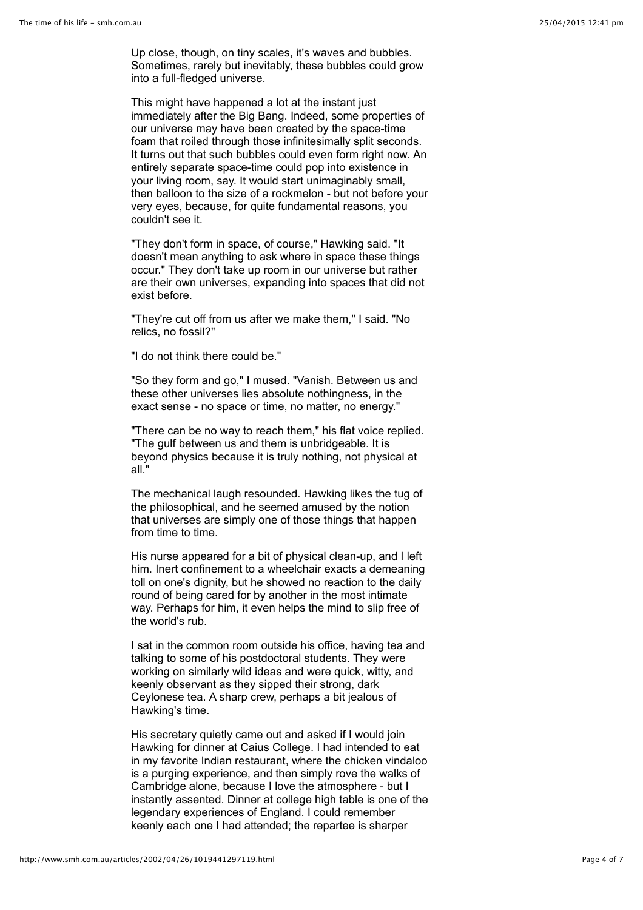Up close, though, on tiny scales, it's waves and bubbles. Sometimes, rarely but inevitably, these bubbles could grow into a full-fledged universe.

This might have happened a lot at the instant just immediately after the Big Bang. Indeed, some properties of our universe may have been created by the space-time foam that roiled through those infinitesimally split seconds. It turns out that such bubbles could even form right now. An entirely separate space-time could pop into existence in your living room, say. It would start unimaginably small, then balloon to the size of a rockmelon - but not before your very eyes, because, for quite fundamental reasons, you couldn't see it.

"They don't form in space, of course," Hawking said. "It doesn't mean anything to ask where in space these things occur." They don't take up room in our universe but rather are their own universes, expanding into spaces that did not exist before.

"They're cut off from us after we make them," I said. "No relics, no fossil?"

"I do not think there could be."

"So they form and go," I mused. "Vanish. Between us and these other universes lies absolute nothingness, in the exact sense - no space or time, no matter, no energy."

"There can be no way to reach them," his flat voice replied. "The gulf between us and them is unbridgeable. It is beyond physics because it is truly nothing, not physical at all."

The mechanical laugh resounded. Hawking likes the tug of the philosophical, and he seemed amused by the notion that universes are simply one of those things that happen from time to time.

His nurse appeared for a bit of physical clean-up, and I left him. Inert confinement to a wheelchair exacts a demeaning toll on one's dignity, but he showed no reaction to the daily round of being cared for by another in the most intimate way. Perhaps for him, it even helps the mind to slip free of the world's rub.

I sat in the common room outside his office, having tea and talking to some of his postdoctoral students. They were working on similarly wild ideas and were quick, witty, and keenly observant as they sipped their strong, dark Ceylonese tea. A sharp crew, perhaps a bit jealous of Hawking's time.

His secretary quietly came out and asked if I would join Hawking for dinner at Caius College. I had intended to eat in my favorite Indian restaurant, where the chicken vindaloo is a purging experience, and then simply rove the walks of Cambridge alone, because I love the atmosphere - but I instantly assented. Dinner at college high table is one of the legendary experiences of England. I could remember keenly each one I had attended; the repartee is sharper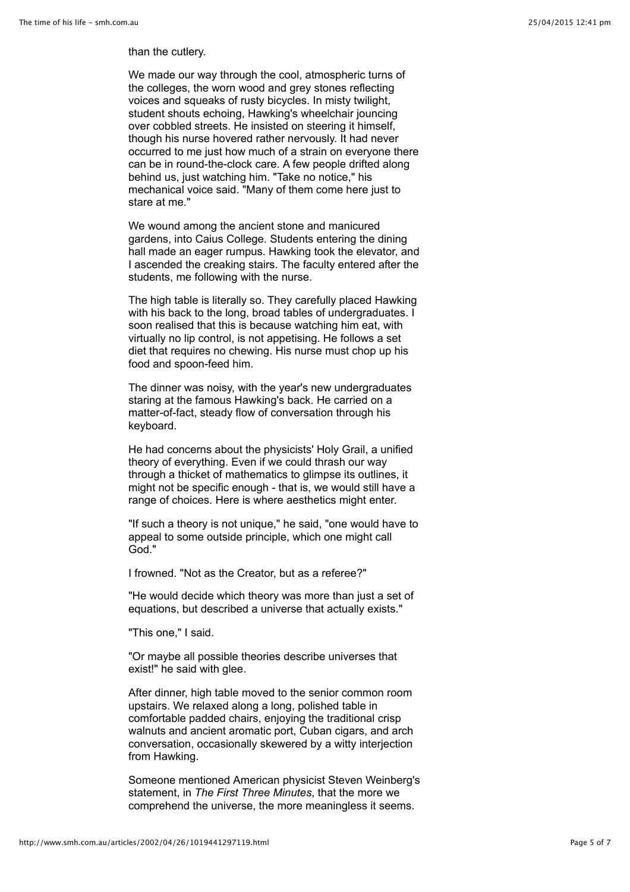than the cutlery.

We made our way through the cool, atmospheric turns of the colleges, the worn wood and grey stones reflecting voices and squeaks of rusty bicycles. In misty twilight, student shouts echoing, Hawking's wheelchair jouncing over cobbled streets. He insisted on steering it himself, though his nurse hovered rather nervously. It had never occurred to me just how much of a strain on everyone there can be in round-the-clock care. A few people drifted along behind us, just watching him. "Take no notice," his mechanical voice said. "Many of them come here just to stare at me."

We wound among the ancient stone and manicured gardens, into Caius College. Students entering the dining hall made an eager rumpus. Hawking took the elevator, and I ascended the creaking stairs. The faculty entered after the students, me following with the nurse.

The high table is literally so. They carefully placed Hawking with his back to the long, broad tables of undergraduates. I soon realised that this is because watching him eat, with virtually no lip control, is not appetising. He follows a set diet that requires no chewing. His nurse must chop up his food and spoon-feed him.

The dinner was noisy, with the year's new undergraduates staring at the famous Hawking's back. He carried on a matter-of-fact, steady flow of conversation through his keyboard.

He had concerns about the physicists' Holy Grail, a unified theory of everything. Even if we could thrash our way through a thicket of mathematics to glimpse its outlines, it might not be specific enough - that is, we would still have a range of choices. Here is where aesthetics might enter.

"If such a theory is not unique," he said, "one would have to appeal to some outside principle, which one might call God."

I frowned. "Not as the Creator, but as a referee?"

"He would decide which theory was more than just a set of equations, but described a universe that actually exists."

"This one," I said.

"Or maybe all possible theories describe universes that exist!" he said with glee.

After dinner, high table moved to the senior common room upstairs. We relaxed along a long, polished table in comfortable padded chairs, enjoying the traditional crisp walnuts and ancient aromatic port, Cuban cigars, and arch conversation, occasionally skewered by a witty interjection from Hawking.

Someone mentioned American physicist Steven Weinberg's statement, in *The First Three Minutes*, that the more we comprehend the universe, the more meaningless it seems.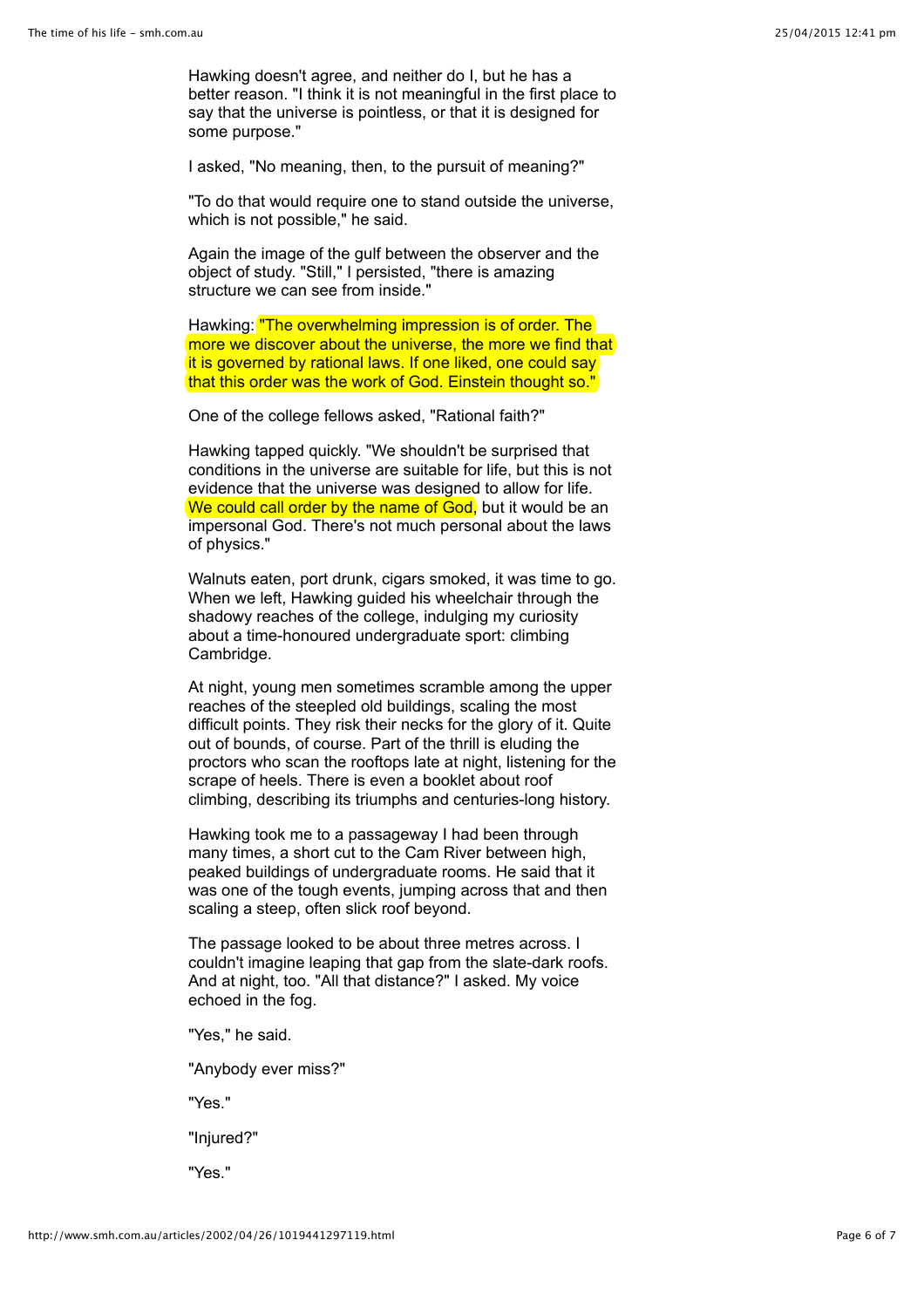Hawking doesn't agree, and neither do I, but he has a better reason. "I think it is not meaningful in the first place to say that the universe is pointless, or that it is designed for some purpose."

I asked, "No meaning, then, to the pursuit of meaning?"

"To do that would require one to stand outside the universe, which is not possible," he said.

Again the image of the gulf between the observer and the object of study. "Still," I persisted, "there is amazing structure we can see from inside."

Hawking: "The overwhelming impression is of order. The more we discover about the universe, the more we find that it is governed by rational laws. If one liked, one could say that this order was the work of God. Einstein thought so."

One of the college fellows asked, "Rational faith?"

Hawking tapped quickly. "We shouldn't be surprised that conditions in the universe are suitable for life, but this is not evidence that the universe was designed to allow for life. We could call order by the name of God, but it would be an impersonal God. There's not much personal about the laws of physics."

Walnuts eaten, port drunk, cigars smoked, it was time to go. When we left, Hawking guided his wheelchair through the shadowy reaches of the college, indulging my curiosity about a time-honoured undergraduate sport: climbing Cambridge.

At night, young men sometimes scramble among the upper reaches of the steepled old buildings, scaling the most difficult points. They risk their necks for the glory of it. Quite out of bounds, of course. Part of the thrill is eluding the proctors who scan the rooftops late at night, listening for the scrape of heels. There is even a booklet about roof climbing, describing its triumphs and centuries-long history.

Hawking took me to a passageway I had been through many times, a short cut to the Cam River between high, peaked buildings of undergraduate rooms. He said that it was one of the tough events, jumping across that and then scaling a steep, often slick roof beyond.

The passage looked to be about three metres across. I couldn't imagine leaping that gap from the slate-dark roofs. And at night, too. "All that distance?" I asked. My voice echoed in the fog.

"Yes," he said.

"Anybody ever miss?"

"Yes."

"Injured?"

"Yes."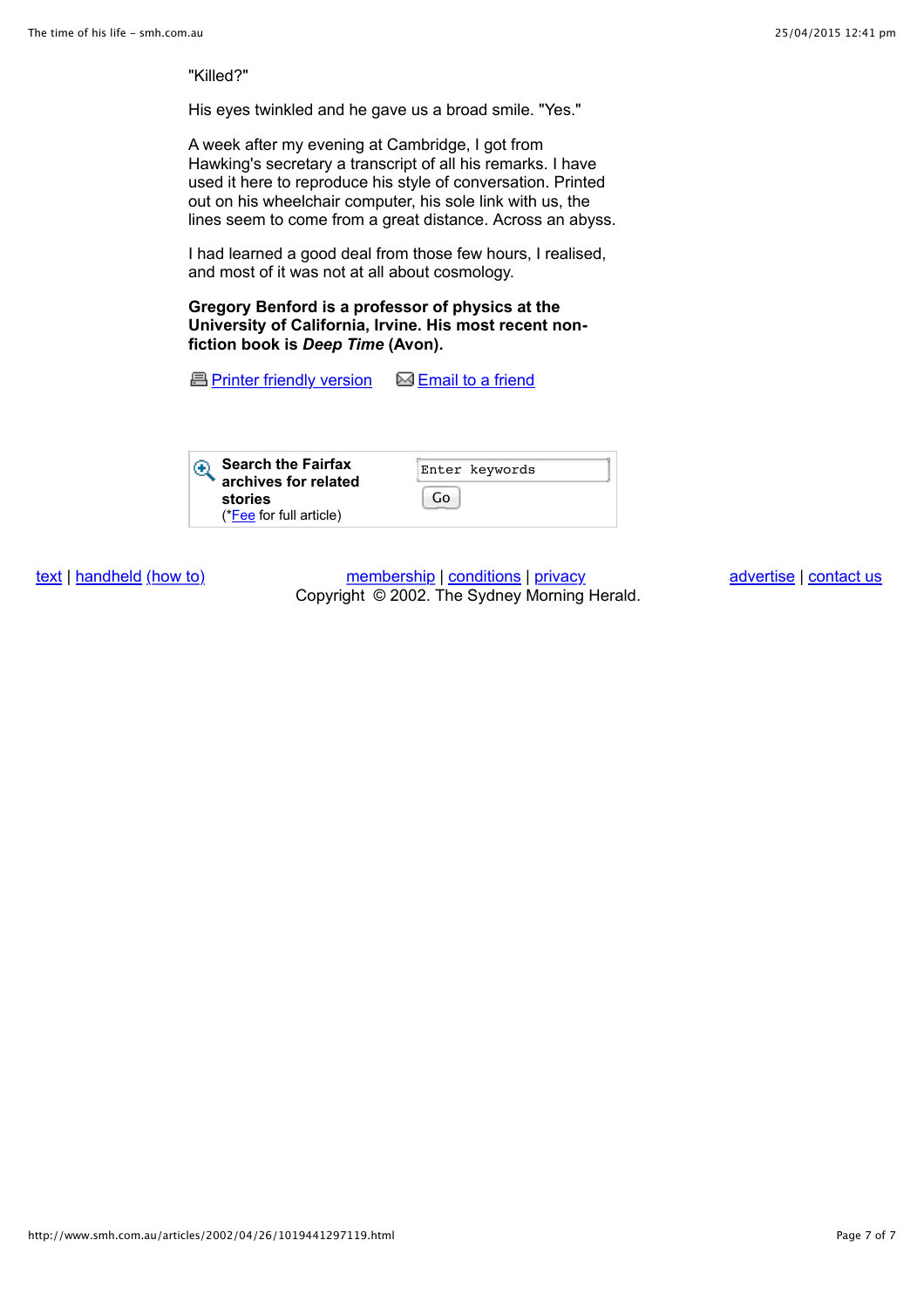"Killed?"

His eyes twinkled and he gave us a broad smile. "Yes."

A week after my evening at Cambridge, I got from Hawking's secretary a transcript of all his remarks. I have used it here to reproduce his style of conversation. Printed out on his wheelchair computer, his sole link with us, the lines seem to come from a great distance. Across an abyss.

I had learned a good deal from those few hours, I realised, and most of it was not at all about cosmology.

**Gregory Benford is a professor of physics at the University of California, Irvine. His most recent non-fiction book is *Deep Time* (Avon).**

Printer friendly version    Email to a friend

**Search the Fairfax archives for related stories**
(*Fee for full article)

Enter keywords
Go

text | handheld (how to)    membership | conditions | privacy    advertise | contact us

Copyright © 2002. The Sydney Morning Herald.